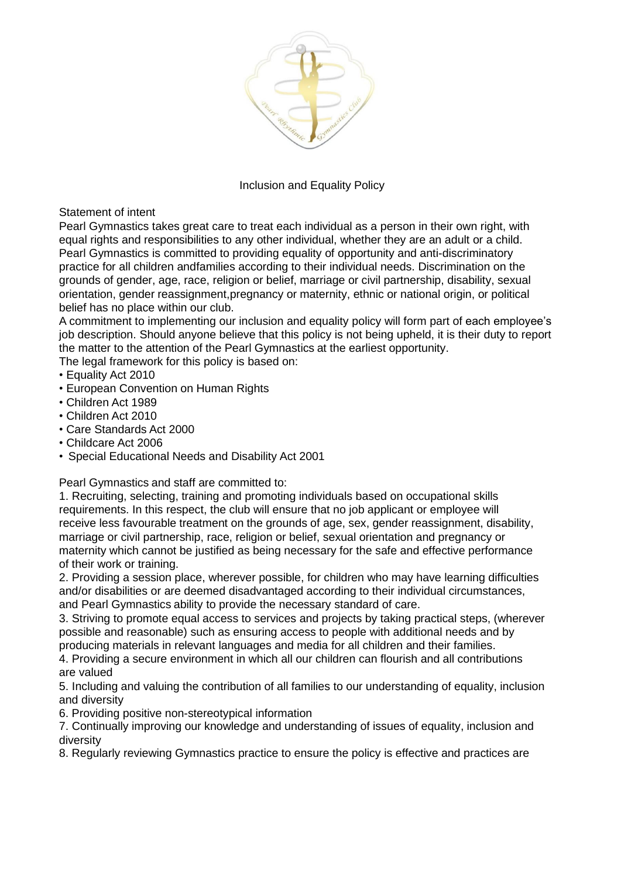# Inclusion and Equality Policy

## Statement of intent

Pearl Gymnastics takes great care to treat each individual as a person in their own right, with equal rights and responsibilities to any other individual, whether they are an adult or a child. Pearl Gymnastics is committed to providing equality of opportunity and anti-discriminatory practice for all children andfamilies according to their individual needs. Discrimination on the grounds of gender, age, race, religion or belief, marriage or civil partnership, disability, sexual orientation, gender reassignment,pregnancy or maternity, ethnic or national origin, or political belief has no place within our club.

A commitment to implementing our inclusion and equality policy will form part of each employee's job description. Should anyone believe that this policy is not being upheld, it is their duty to report the matter to the attention of the Pearl Gymnastics at the earliest opportunity.

The legal framework for this policy is based on:

- Equality Act 2010
- European Convention on Human Rights
- Children Act 1989
- Children Act 2010
- Care Standards Act 2000
- Childcare Act 2006
- Special Educational Needs and Disability Act 2001

Pearl Gymnastics and staff are committed to:

1. Recruiting, selecting, training and promoting individuals based on occupational skills requirements. In this respect, the club will ensure that no job applicant or employee will receive less favourable treatment on the grounds of age, sex, gender reassignment, disability, marriage or civil partnership, race, religion or belief, sexual orientation and pregnancy or maternity which cannot be justified as being necessary for the safe and effective performance of their work or training.
2. Providing a session place, wherever possible, for children who may have learning difficulties and/or disabilities or are deemed disadvantaged according to their individual circumstances, and Pearl Gymnastics ability to provide the necessary standard of care.
3. Striving to promote equal access to services and projects by taking practical steps, (wherever possible and reasonable) such as ensuring access to people with additional needs and by producing materials in relevant languages and media for all children and their families.
4. Providing a secure environment in which all our children can flourish and all contributions are valued
5. Including and valuing the contribution of all families to our understanding of equality, inclusion and diversity
6. Providing positive non-stereotypical information
7. Continually improving our knowledge and understanding of issues of equality, inclusion and diversity
8. Regularly reviewing Gymnastics practice to ensure the policy is effective and practices are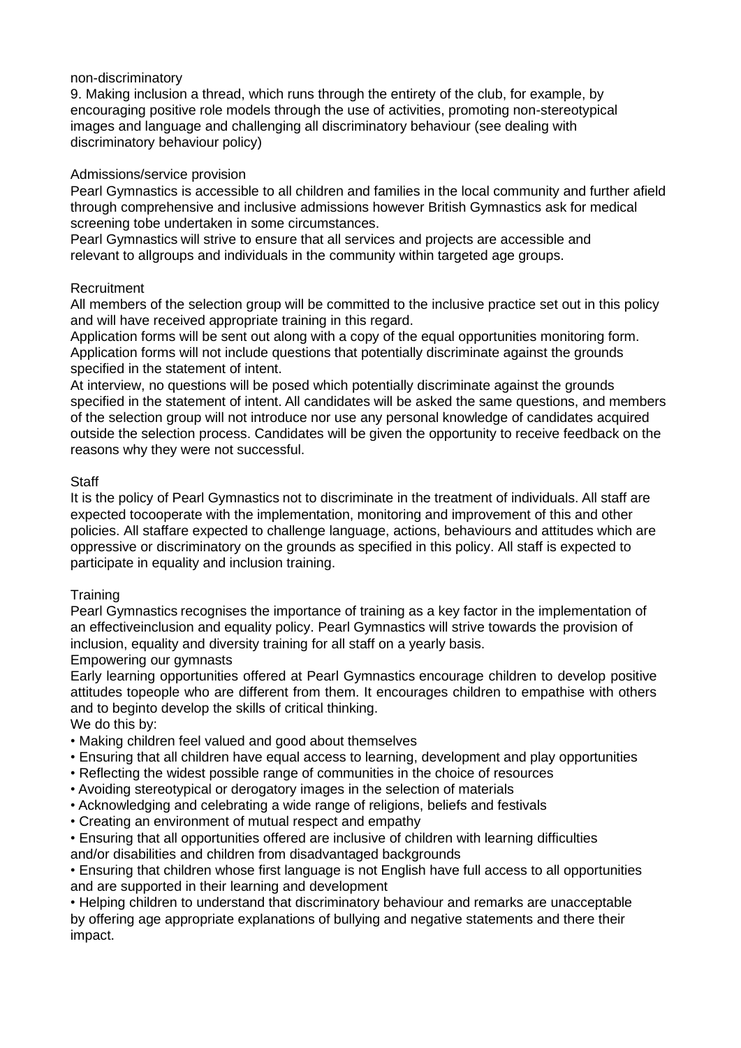non-discriminatory

9. Making inclusion a thread, which runs through the entirety of the club, for example, by encouraging positive role models through the use of activities, promoting non-stereotypical images and language and challenging all discriminatory behaviour (see dealing with discriminatory behaviour policy)

Admissions/service provision

Pearl Gymnastics is accessible to all children and families in the local community and further afield through comprehensive and inclusive admissions however British Gymnastics ask for medical screening tobe undertaken in some circumstances.

Pearl Gymnastics will strive to ensure that all services and projects are accessible and relevant to allgroups and individuals in the community within targeted age groups.

Recruitment

All members of the selection group will be committed to the inclusive practice set out in this policy and will have received appropriate training in this regard.

Application forms will be sent out along with a copy of the equal opportunities monitoring form. Application forms will not include questions that potentially discriminate against the grounds specified in the statement of intent.

At interview, no questions will be posed which potentially discriminate against the grounds specified in the statement of intent. All candidates will be asked the same questions, and members of the selection group will not introduce nor use any personal knowledge of candidates acquired outside the selection process. Candidates will be given the opportunity to receive feedback on the reasons why they were not successful.

Staff

It is the policy of Pearl Gymnastics not to discriminate in the treatment of individuals. All staff are expected tocooperate with the implementation, monitoring and improvement of this and other policies. All staffare expected to challenge language, actions, behaviours and attitudes which are oppressive or discriminatory on the grounds as specified in this policy. All staff is expected to participate in equality and inclusion training.

Training

Pearl Gymnastics recognises the importance of training as a key factor in the implementation of an effectiveinclusion and equality policy. Pearl Gymnastics will strive towards the provision of inclusion, equality and diversity training for all staff on a yearly basis.

Empowering our gymnasts

Early learning opportunities offered at Pearl Gymnastics encourage children to develop positive attitudes topeople who are different from them. It encourages children to empathise with others and to beginto develop the skills of critical thinking.

We do this by:

- Making children feel valued and good about themselves
- Ensuring that all children have equal access to learning, development and play opportunities
- Reflecting the widest possible range of communities in the choice of resources
- Avoiding stereotypical or derogatory images in the selection of materials
- Acknowledging and celebrating a wide range of religions, beliefs and festivals
- Creating an environment of mutual respect and empathy
- Ensuring that all opportunities offered are inclusive of children with learning difficulties and/or disabilities and children from disadvantaged backgrounds
- Ensuring that children whose first language is not English have full access to all opportunities and are supported in their learning and development
- Helping children to understand that discriminatory behaviour and remarks are unacceptable by offering age appropriate explanations of bullying and negative statements and there their impact.